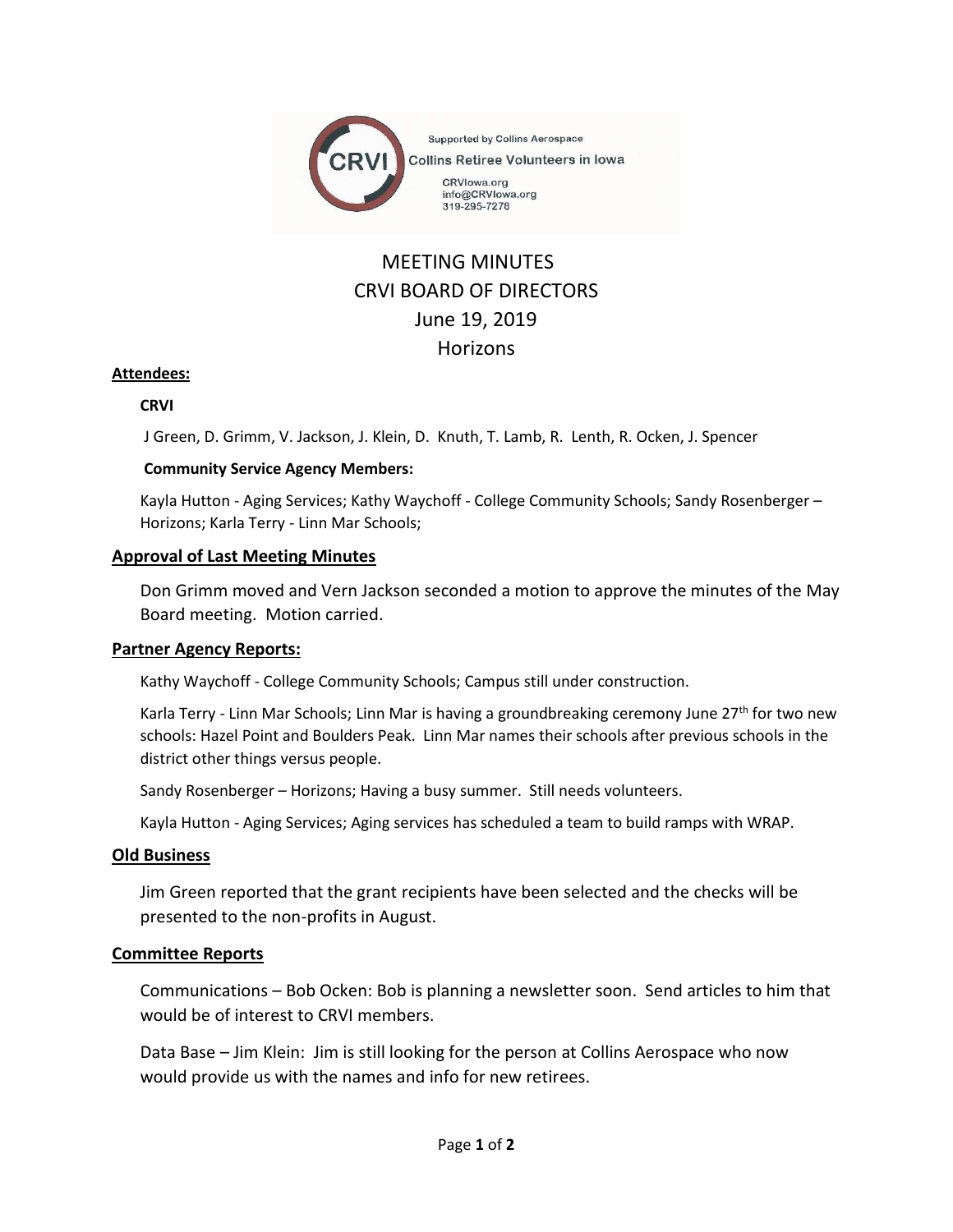Supported by Collins Aerospace

Collins Retiree Volunteers in Iowa

CRVIowa.org
info@CRVIowa.org
319-295-7278

# MEETING MINUTES
# CRVI BOARD OF DIRECTORS
# June 19, 2019
# Horizons

**Attendees:**

**CRVI**

J Green, D. Grimm, V. Jackson, J. Klein, D. Knuth, T. Lamb, R. Lenth, R. Ocken, J. Spencer

**Community Service Agency Members:**

Kayla Hutton - Aging Services; Kathy Waychoff - College Community Schools; Sandy Rosenberger – Horizons; Karla Terry - Linn Mar Schools;

## Approval of Last Meeting Minutes

Don Grimm moved and Vern Jackson seconded a motion to approve the minutes of the May Board meeting. Motion carried.

## Partner Agency Reports:

Kathy Waychoff - College Community Schools; Campus still under construction.

Karla Terry - Linn Mar Schools; Linn Mar is having a groundbreaking ceremony June 27th for two new schools: Hazel Point and Boulders Peak. Linn Mar names their schools after previous schools in the district other things versus people.

Sandy Rosenberger – Horizons; Having a busy summer. Still needs volunteers.

Kayla Hutton - Aging Services; Aging services has scheduled a team to build ramps with WRAP.

## Old Business

Jim Green reported that the grant recipients have been selected and the checks will be presented to the non-profits in August.

## Committee Reports

Communications – Bob Ocken: Bob is planning a newsletter soon. Send articles to him that would be of interest to CRVI members.

Data Base – Jim Klein: Jim is still looking for the person at Collins Aerospace who now would provide us with the names and info for new retirees.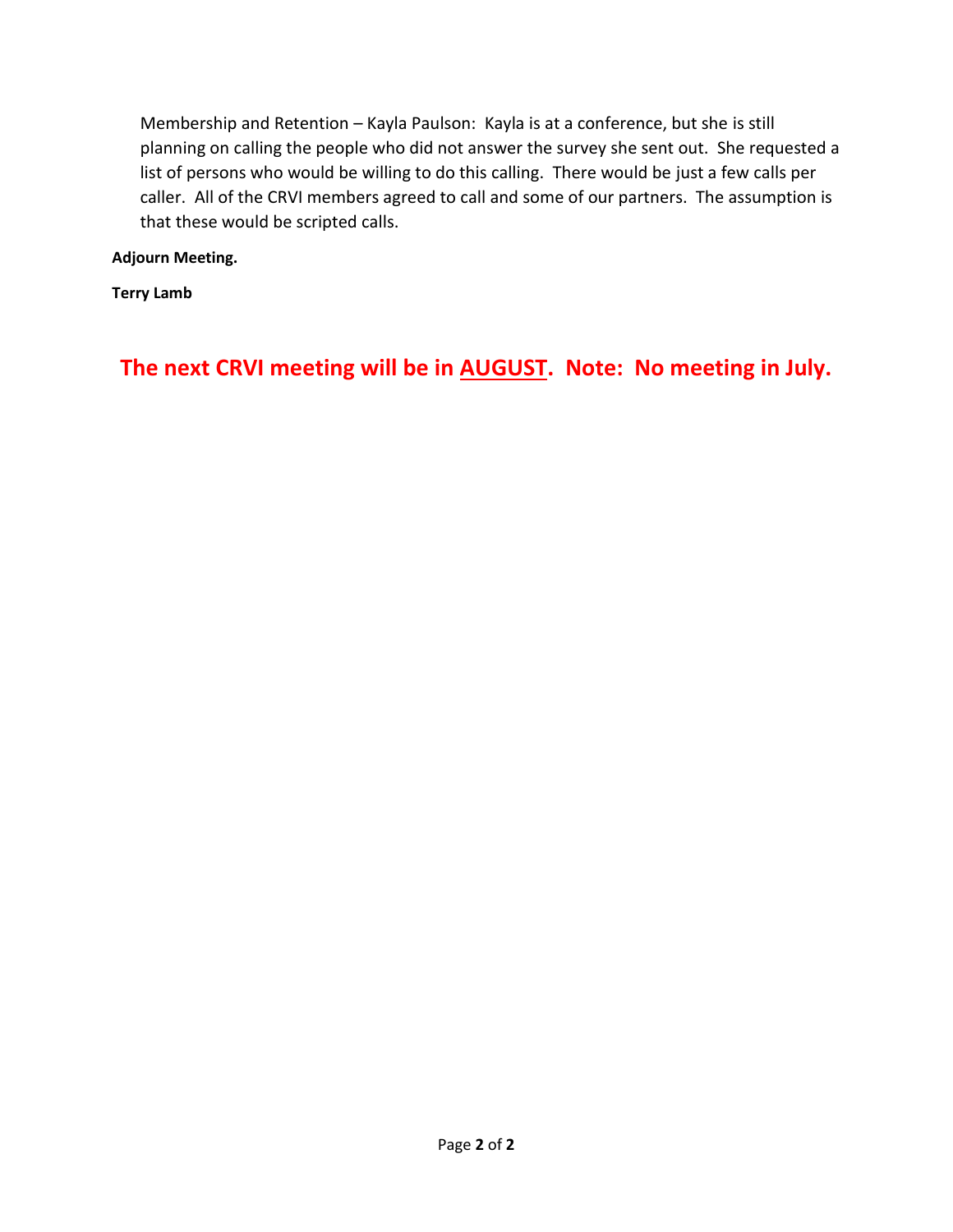Membership and Retention – Kayla Paulson: Kayla is at a conference, but she is still planning on calling the people who did not answer the survey she sent out. She requested a list of persons who would be willing to do this calling. There would be just a few calls per caller. All of the CRVI members agreed to call and some of our partners. The assumption is that these would be scripted calls.

**Adjourn Meeting.**

**Terry Lamb**

**The next CRVI meeting will be in <u>AUGUST</u>. Note: No meeting in July.**